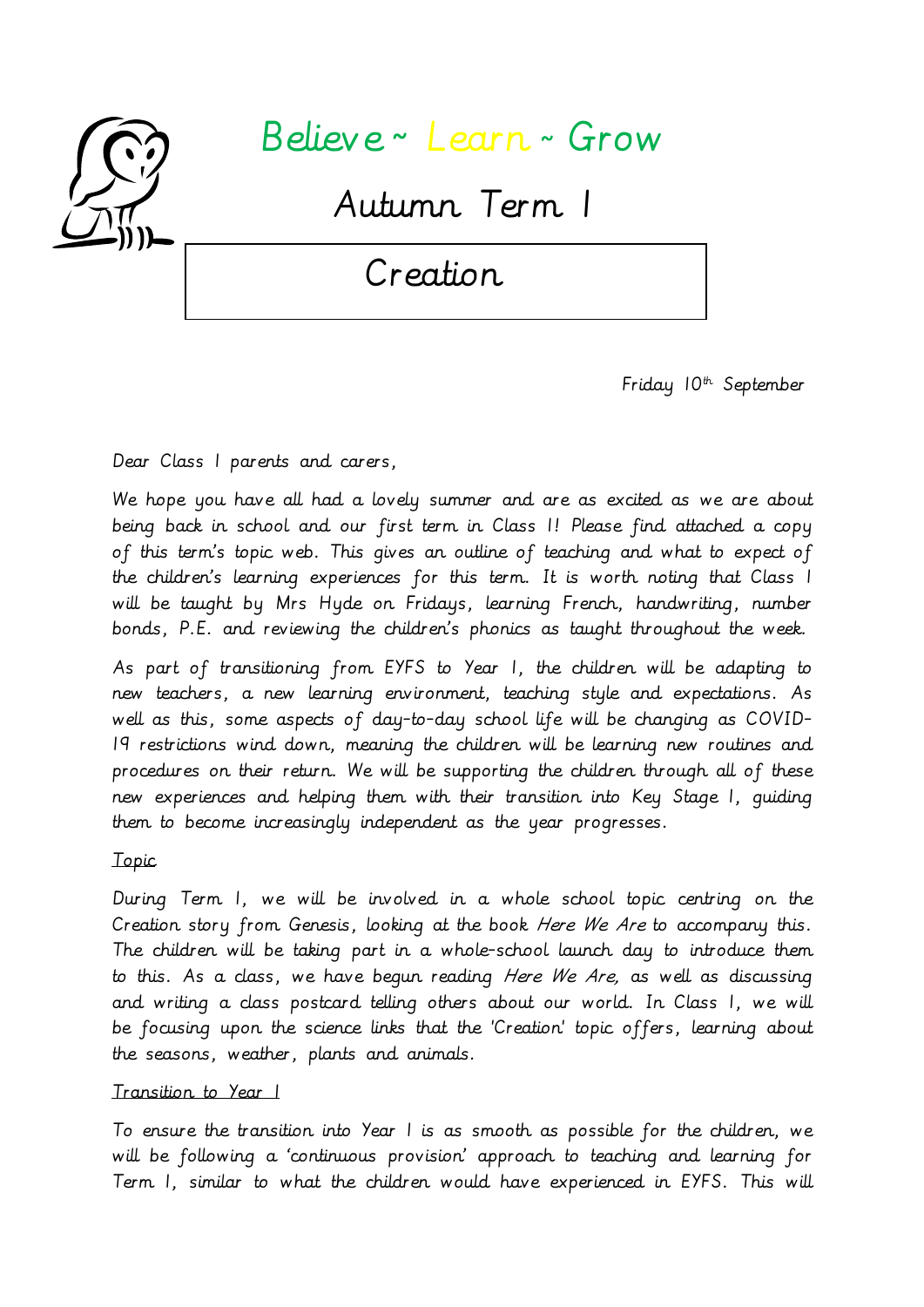# Believe ~ Learn ~ Grow

## Autumn Term 1

## Creation

Friday 10th September

Dear Class 1 parents and carers,

We hope you have all had a lovely summer and are as excited as we are about being back in school and our first term in Class 1! Please find attached a copy of this term's topic web. This gives an outline of teaching and what to expect of the children's learning experiences for this term. It is worth noting that Class 1 will be taught by Mrs Hyde on Fridays, learning French, handwriting, number bonds, P.E. and reviewing the children's phonics as taught throughout the week.

As part of transitioning from EYFS to Year 1, the children will be adapting to new teachers, a new learning environment, teaching style and expectations. As well as this, some aspects of day-to-day school life will be changing as COVID-19 restrictions wind down, meaning the children will be learning new routines and procedures on their return. We will be supporting the children through all of these new experiences and helping them with their transition into Key Stage 1, guiding them to become increasingly independent as the year progresses.

Topic

During Term 1, we will be involved in a whole school topic centring on the Creation story from Genesis, looking at the book *Here We Are* to accompany this. The children will be taking part in a whole-school launch day to introduce them to this. As a class, we have begun reading *Here We Are,* as well as discussing and writing a class postcard telling others about our world. In Class 1, we will be focusing upon the science links that the 'Creation' topic offers, learning about the seasons, weather, plants and animals.

Transition to Year 1

To ensure the transition into Year 1 is as smooth as possible for the children, we will be following a 'continuous provision' approach to teaching and learning for Term 1, similar to what the children would have experienced in EYFS. This will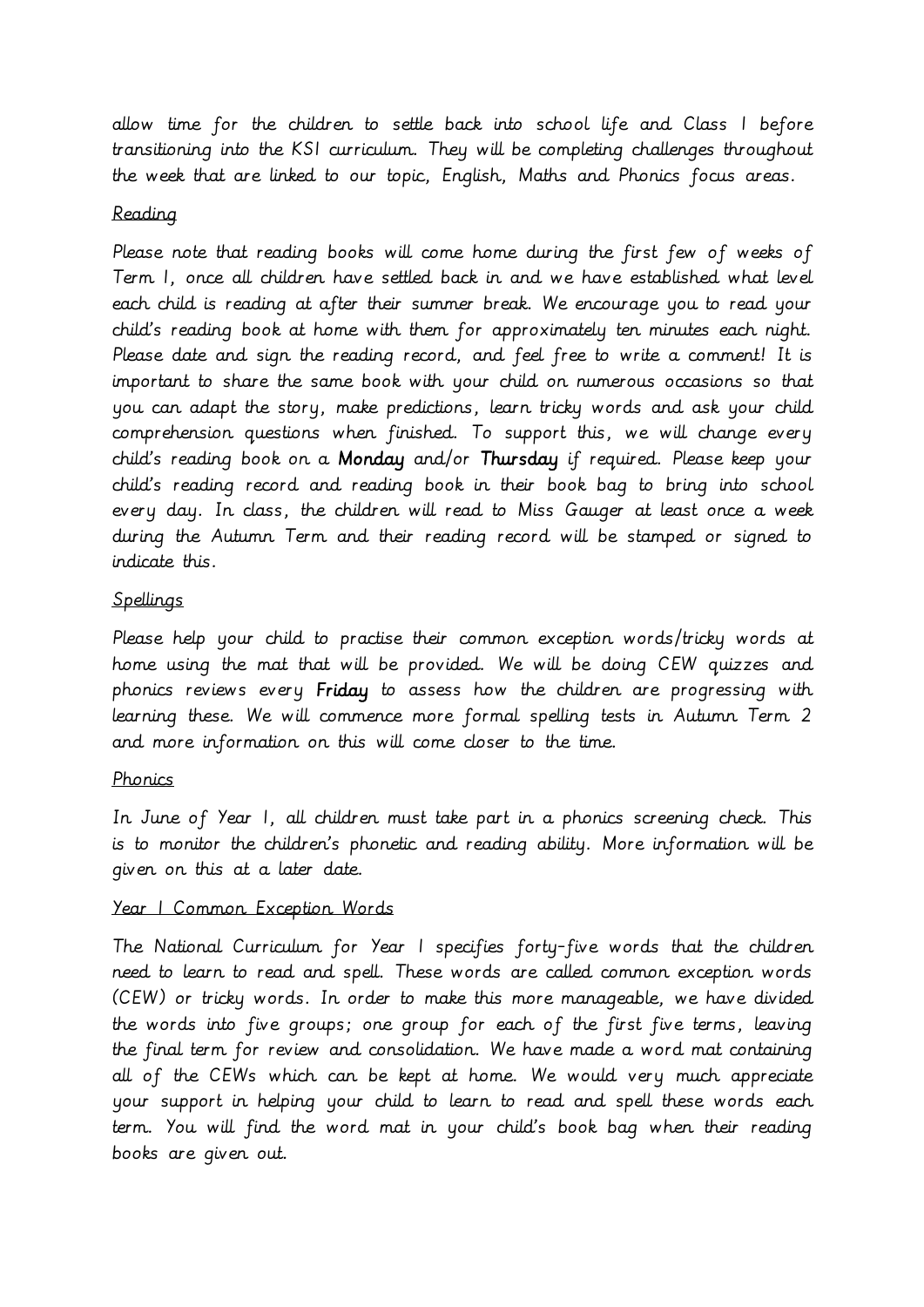allow time for the children to settle back into school life and Class 1 before transitioning into the KS1 curriculum. They will be completing challenges throughout the week that are linked to our topic, English, Maths and Phonics focus areas.

## Reading

Please note that reading books will come home during the first few of weeks of Term 1, once all children have settled back in and we have established what level each child is reading at after their summer break. We encourage you to read your child's reading book at home with them for approximately ten minutes each night. Please date and sign the reading record, and feel free to write a comment! It is important to share the same book with your child on numerous occasions so that you can adapt the story, make predictions, learn tricky words and ask your child comprehension questions when finished. To support this, we will change every child's reading book on a **Monday** and/or **Thursday** if required. Please keep your child's reading record and reading book in their book bag to bring into school every day. In class, the children will read to Miss Gauger at least once a week during the Autumn Term and their reading record will be stamped or signed to indicate this.

## Spellings

Please help your child to practise their common exception words/tricky words at home using the mat that will be provided. We will be doing CEW quizzes and phonics reviews every **Friday** to assess how the children are progressing with learning these. We will commence more formal spelling tests in Autumn Term 2 and more information on this will come closer to the time.

## Phonics

In June of Year 1, all children must take part in a phonics screening check. This is to monitor the children's phonetic and reading ability. More information will be given on this at a later date.

## Year 1 Common Exception Words

The National Curriculum for Year 1 specifies forty-five words that the children need to learn to read and spell. These words are called common exception words (CEW) or tricky words. In order to make this more manageable, we have divided the words into five groups; one group for each of the first five terms, leaving the final term for review and consolidation. We have made a word mat containing all of the CEWs which can be kept at home. We would very much appreciate your support in helping your child to learn to read and spell these words each term. You will find the word mat in your child's book bag when their reading books are given out.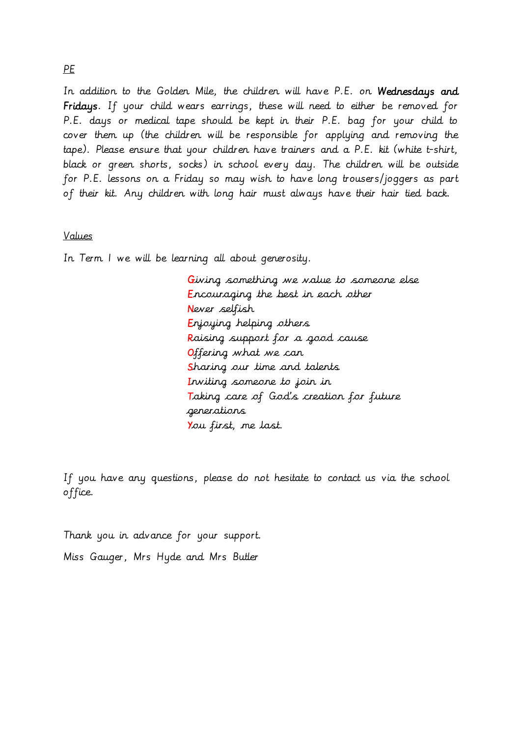*PE*

In addition to the Golden Mile, the children will have P.E. on **Wednesdays and Fridays**. If your child wears earrings, these will need to either be removed for P.E. days or medical tape should be kept in their P.E. bag for your child to cover them up (the children will be responsible for applying and removing the tape). Please ensure that your children have trainers and a P.E. kit (white t-shirt, black or green shorts, socks) in school every day. The children will be outside for P.E. lessons on a Friday so may wish to have long trousers/joggers as part of their kit. Any children with long hair must always have their hair tied back.

*Values*

In Term 1 we will be learning all about generosity.

Giving something we value to someone else
Encouraging the best in each other
Never selfish
Enjoying helping others
Raising support for a good cause
Offering what we can
Sharing our time and talents
Inviting someone to join in
Taking care of God's creation for future generations
You first, me last.

If you have any questions, please do not hesitate to contact us via the school office.

Thank you in advance for your support.

Miss Gauger, Mrs Hyde and Mrs Butler